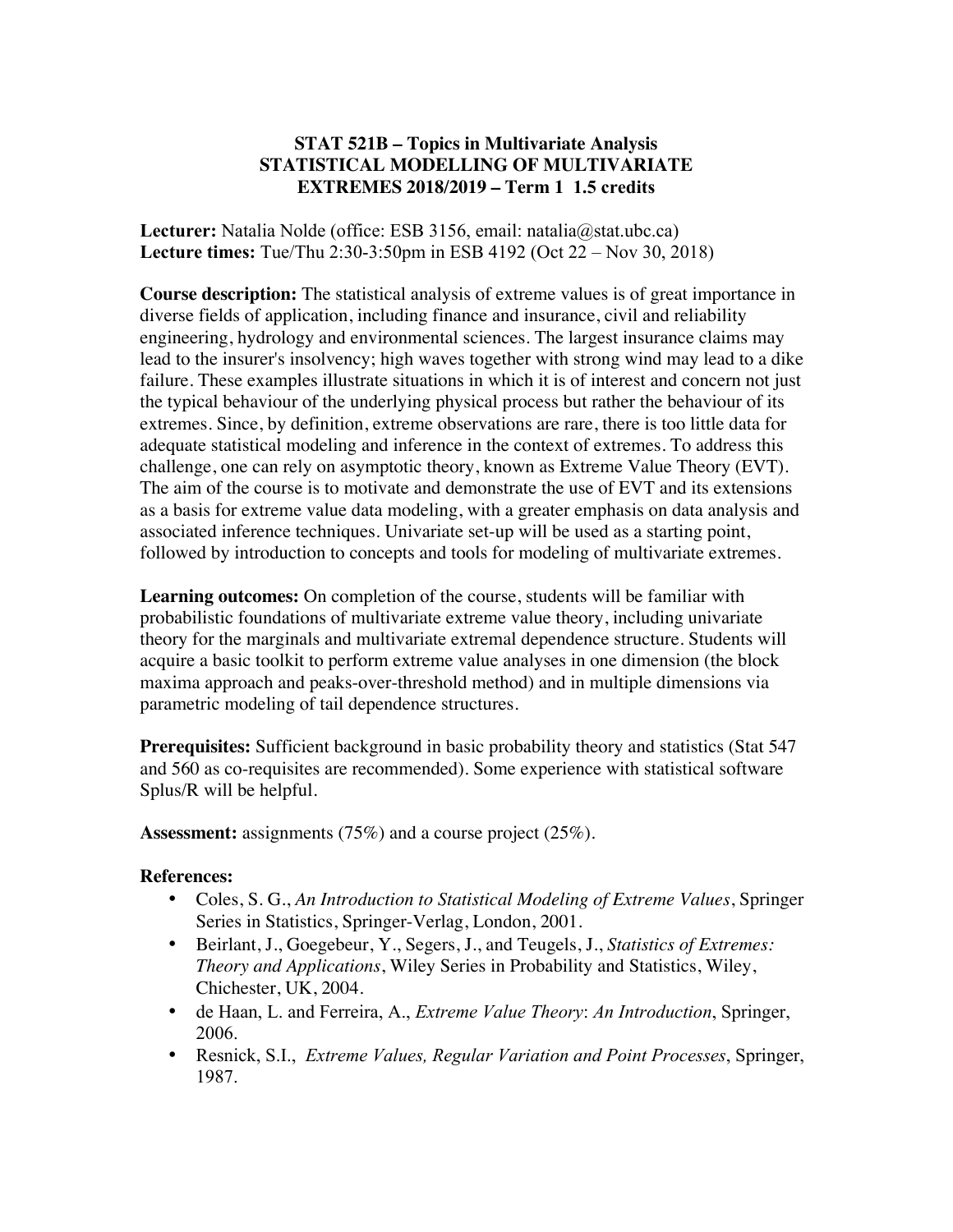# STAT 521B – Topics in Multivariate Analysis
# STATISTICAL MODELLING OF MULTIVARIATE EXTREMES 2018/2019 – Term 1 1.5 credits

**Lecturer:** Natalia Nolde (office: ESB 3156, email: natalia@stat.ubc.ca)
**Lecture times:** Tue/Thu 2:30-3:50pm in ESB 4192 (Oct 22 – Nov 30, 2018)

**Course description:** The statistical analysis of extreme values is of great importance in diverse fields of application, including finance and insurance, civil and reliability engineering, hydrology and environmental sciences. The largest insurance claims may lead to the insurer's insolvency; high waves together with strong wind may lead to a dike failure. These examples illustrate situations in which it is of interest and concern not just the typical behaviour of the underlying physical process but rather the behaviour of its extremes. Since, by definition, extreme observations are rare, there is too little data for adequate statistical modeling and inference in the context of extremes. To address this challenge, one can rely on asymptotic theory, known as Extreme Value Theory (EVT). The aim of the course is to motivate and demonstrate the use of EVT and its extensions as a basis for extreme value data modeling, with a greater emphasis on data analysis and associated inference techniques. Univariate set-up will be used as a starting point, followed by introduction to concepts and tools for modeling of multivariate extremes.

**Learning outcomes:** On completion of the course, students will be familiar with probabilistic foundations of multivariate extreme value theory, including univariate theory for the marginals and multivariate extremal dependence structure. Students will acquire a basic toolkit to perform extreme value analyses in one dimension (the block maxima approach and peaks-over-threshold method) and in multiple dimensions via parametric modeling of tail dependence structures.

**Prerequisites:** Sufficient background in basic probability theory and statistics (Stat 547 and 560 as co-requisites are recommended). Some experience with statistical software Splus/R will be helpful.

**Assessment:** assignments (75%) and a course project (25%).

**References:**

- Coles, S. G., *An Introduction to Statistical Modeling of Extreme Values*, Springer Series in Statistics, Springer-Verlag, London, 2001.
- Beirlant, J., Goegebeur, Y., Segers, J., and Teugels, J., *Statistics of Extremes: Theory and Applications*, Wiley Series in Probability and Statistics, Wiley, Chichester, UK, 2004.
- de Haan, L. and Ferreira, A., *Extreme Value Theory*: *An Introduction*, Springer, 2006.
- Resnick, S.I., *Extreme Values, Regular Variation and Point Processes*, Springer, 1987.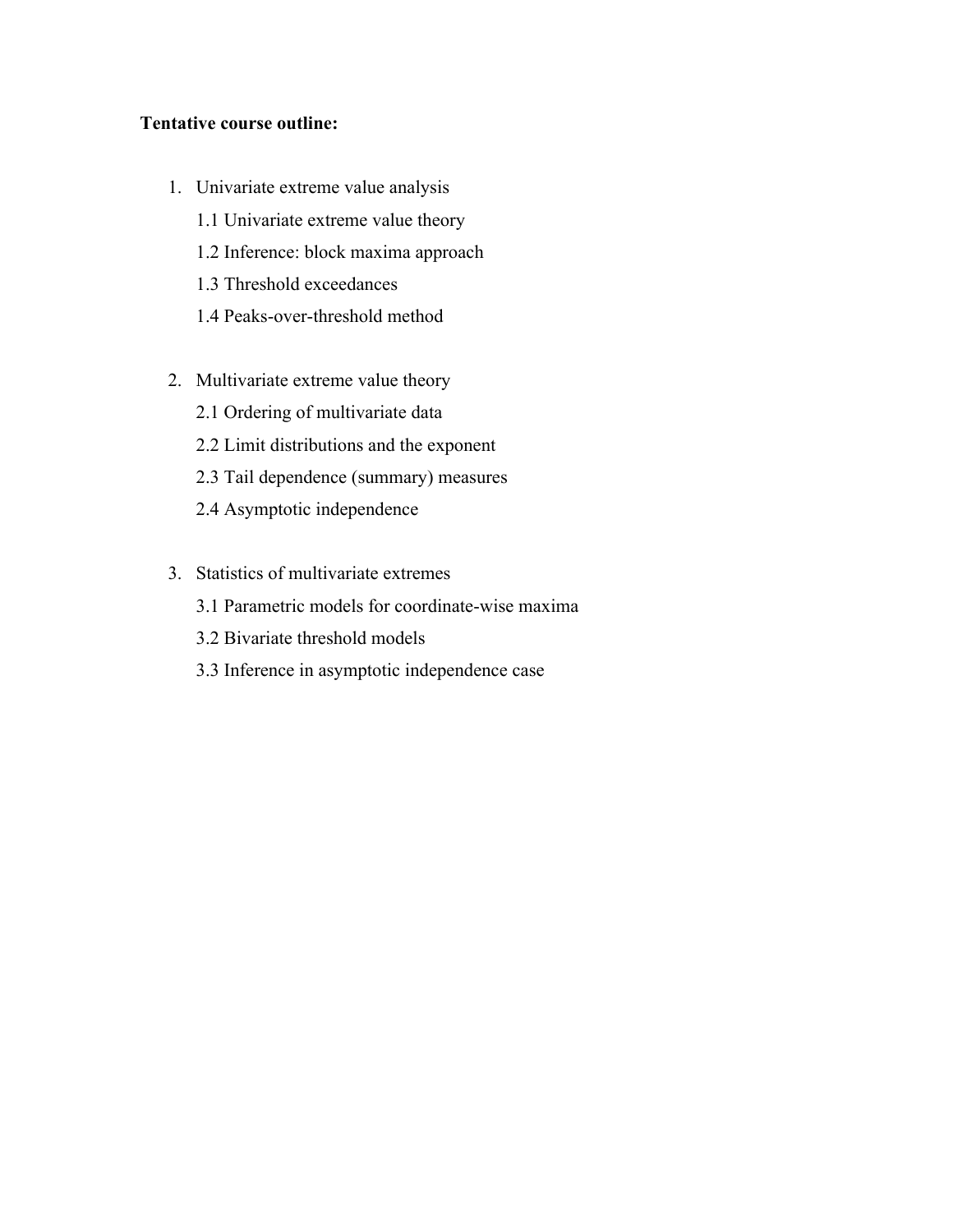**Tentative course outline:**

1. Univariate extreme value analysis
   - 1.1 Univariate extreme value theory
   - 1.2 Inference: block maxima approach
   - 1.3 Threshold exceedances
   - 1.4 Peaks-over-threshold method

2. Multivariate extreme value theory
   - 2.1 Ordering of multivariate data
   - 2.2 Limit distributions and the exponent
   - 2.3 Tail dependence (summary) measures
   - 2.4 Asymptotic independence

3. Statistics of multivariate extremes
   - 3.1 Parametric models for coordinate-wise maxima
   - 3.2 Bivariate threshold models
   - 3.3 Inference in asymptotic independence case